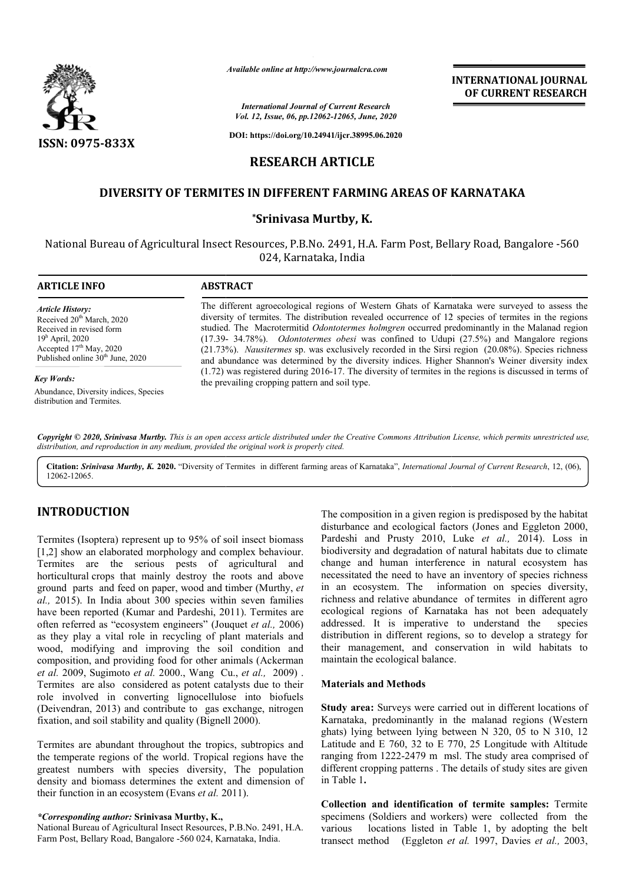*Available online at http://www.journalcra.com*

*International Journal of Current Research*
*Vol. 12, Issue, 06, pp.12062-12065, June, 2020*

**DOI: https://doi.org/10.24941/ijcr.38995.06.2020**

**ISSN: 0975-833X**

**INTERNATIONAL JOURNAL OF CURRENT RESEARCH**

# RESEARCH ARTICLE

## DIVERSITY OF TERMITES IN DIFFERENT FARMING AREAS OF KARNATAKA

**\*Srinivasa Murtby, K.**

National Bureau of Agricultural Insect Resources, P.B.No. 2491, H.A. Farm Post, Bellary Road, Bangalore -560 024, Karnataka, India

**ARTICLE INFO**

*Article History:*
Received 20th March, 2020
Received in revised form
19th April, 2020
Accepted 17th May, 2020
Published online 30th June, 2020

*Key Words:*
Abundance, Diversity indices, Species distribution and Termites.

**ABSTRACT**

The different agroecological regions of Western Ghats of Karnataka were surveyed to assess the diversity of termites. The distribution revealed occurrence of 12 species of termites in the regions studied. The Macrotermitid *Odontotermes holmgren* occurred predominantly in the Malanad region (17.39- 34.78%). *Odontotermes obesi* was confined to Udupi (27.5%) and Mangalore regions (21.73%). *Nausitermes* sp. was exclusively recorded in the Sirsi region (20.08%). Species richness and abundance was determined by the diversity indices. Higher Shannon's Weiner diversity index (1.72) was registered during 2016-17. The diversity of termites in the regions is discussed in terms of the prevailing cropping pattern and soil type.

*Copyright © 2020, Srinivasa Murthy. This is an open access article distributed under the Creative Commons Attribution License, which permits unrestricted use, distribution, and reproduction in any medium, provided the original work is properly cited.*

**Citation:** *Srinivasa Murthy, K.* **2020.** "Diversity of Termites in different farming areas of Karnataka", *International Journal of Current Research*, 12, (06), 12062-12065.

## INTRODUCTION

Termites (Isoptera) represent up to 95% of soil insect biomass [1,2] show an elaborated morphology and complex behaviour. Termites are the serious pests of agricultural and horticultural crops that mainly destroy the roots and above ground parts and feed on paper, wood and timber (Murthy, *et al.,* 2015). In India about 300 species within seven families have been reported (Kumar and Pardeshi, 2011). Termites are often referred as "ecosystem engineers" (Jouquet *et al.,* 2006) as they play a vital role in recycling of plant materials and wood, modifying and improving the soil condition and composition, and providing food for other animals (Ackerman *et al.* 2009, Sugimoto *et al.* 2000., Wang Cu., *et al.,* 2009) . Termites are also considered as potent catalysts due to their role involved in converting lignocellulose into biofuels (Deivendran, 2013) and contribute to gas exchange, nitrogen fixation, and soil stability and quality (Bignell 2000).

Termites are abundant throughout the tropics, subtropics and the temperate regions of the world. Tropical regions have the greatest numbers with species diversity, The population density and biomass determines the extent and dimension of their function in an ecosystem (Evans *et al.* 2011).

*\*Corresponding author:* **Srinivasa Murthy, K.,**
National Bureau of Agricultural Insect Resources, P.B.No. 2491, H.A. Farm Post, Bellary Road, Bangalore -560 024, Karnataka, India.

The composition in a given region is predisposed by the habitat disturbance and ecological factors (Jones and Eggleton 2000, Pardeshi and Prusty 2010, Luke *et al.,* 2014). Loss in biodiversity and degradation of natural habitats due to climate change and human interference in natural ecosystem has necessitated the need to have an inventory of species richness in an ecosystem. The information on species diversity, richness and relative abundance of termites in different agro ecological regions of Karnataka has not been adequately addressed. It is imperative to understand the species distribution in different regions, so to develop a strategy for their management, and conservation in wild habitats to maintain the ecological balance.

### Materials and Methods

**Study area:** Surveys were carried out in different locations of Karnataka, predominantly in the malanad regions (Western ghats) lying between lying between N 320, 05 to N 310, 12 Latitude and E 760, 32 to E 770, 25 Longitude with Altitude ranging from 1222-2479 m msl. The study area comprised of different cropping patterns . The details of study sites are given in Table 1**.**

**Collection and identification of termite samples:** Termite specimens (Soldiers and workers) were collected from the various locations listed in Table 1, by adopting the belt transect method (Eggleton *et al.* 1997, Davies *et al.,* 2003,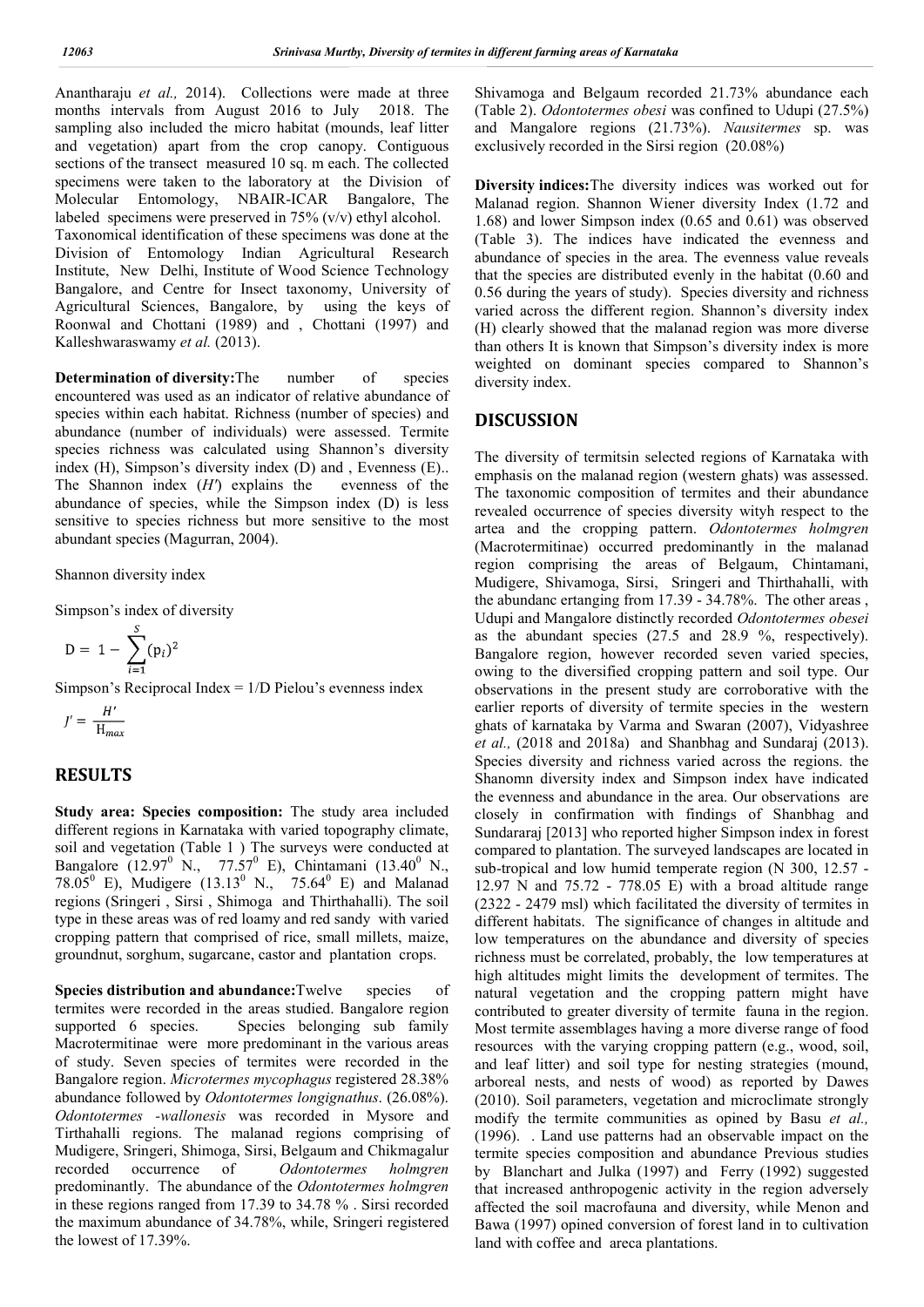Anantharaju *et al.,* 2014). Collections were made at three months intervals from August 2016 to July 2018. The sampling also included the micro habitat (mounds, leaf litter and vegetation) apart from the crop canopy. Contiguous sections of the transect measured 10 sq. m each. The collected specimens were taken to the laboratory at the Division of Molecular Entomology, NBAIR-ICAR Bangalore, The labeled specimens were preserved in 75% (v/v) ethyl alcohol. Taxonomical identification of these specimens was done at the Division of Entomology Indian Agricultural Research Institute, New Delhi, Institute of Wood Science Technology Bangalore, and Centre for Insect taxonomy, University of Agricultural Sciences, Bangalore, by using the keys of Roonwal and Chottani (1989) and , Chottani (1997) and Kalleshwaraswamy *et al.* (2013).

**Determination of diversity:**The number of species encountered was used as an indicator of relative abundance of species within each habitat. Richness (number of species) and abundance (number of individuals) were assessed. Termite species richness was calculated using Shannon's diversity index (H), Simpson's diversity index (D) and , Evenness (E).. The Shannon index (*H′*) explains the evenness of the abundance of species, while the Simpson index (D) is less sensitive to species richness but more sensitive to the most abundant species (Magurran, 2004).

Shannon diversity index

Simpson's index of diversity

$$D = 1 - \sum_{i=1}^{S} (p_i)^2$$

Simpson's Reciprocal Index = 1/D Pielou's evenness index

$$J' = \frac{H'}{H_{max}}$$

## RESULTS

**Study area: Species composition:** The study area included different regions in Karnataka with varied topography climate, soil and vegetation (Table 1 ) The surveys were conducted at Bangalore ($12.97^0$ N., $77.57^0$ E), Chintamani ($13.40^0$ N., $78.05^0$ E), Mudigere ($13.13^0$ N., $75.64^0$ E) and Malanad regions (Sringeri , Sirsi , Shimoga and Thirthahalli). The soil type in these areas was of red loamy and red sandy with varied cropping pattern that comprised of rice, small millets, maize, groundnut, sorghum, sugarcane, castor and plantation crops.

**Species distribution and abundance:**Twelve species of termites were recorded in the areas studied. Bangalore region supported 6 species. Species belonging sub family Macrotermitinae were more predominant in the various areas of study. Seven species of termites were recorded in the Bangalore region. *Microtermes mycophagus* registered 28.38% abundance followed by *Odontotermes longignathus*. (26.08%). *Odontotermes -wallonesis* was recorded in Mysore and Tirthahalli regions. The malanad regions comprising of Mudigere, Sringeri, Shimoga, Sirsi, Belgaum and Chikmagalur recorded occurrence of *Odontotermes holmgren* predominantly. The abundance of the *Odontotermes holmgren* in these regions ranged from 17.39 to 34.78 % . Sirsi recorded the maximum abundance of 34.78%, while, Sringeri registered the lowest of 17.39%.

Shivamoga and Belgaum recorded 21.73% abundance each (Table 2). *Odontotermes obesi* was confined to Udupi (27.5%) and Mangalore regions (21.73%). *Nausitermes* sp. was exclusively recorded in the Sirsi region (20.08%)

**Diversity indices:**The diversity indices was worked out for Malanad region. Shannon Wiener diversity Index (1.72 and 1.68) and lower Simpson index (0.65 and 0.61) was observed (Table 3). The indices have indicated the evenness and abundance of species in the area. The evenness value reveals that the species are distributed evenly in the habitat (0.60 and 0.56 during the years of study). Species diversity and richness varied across the different region. Shannon's diversity index (H) clearly showed that the malanad region was more diverse than others It is known that Simpson's diversity index is more weighted on dominant species compared to Shannon's diversity index.

## DISCUSSION

The diversity of termitsin selected regions of Karnataka with emphasis on the malanad region (western ghats) was assessed. The taxonomic composition of termites and their abundance revealed occurrence of species diversity wityh respect to the artea and the cropping pattern. *Odontotermes holmgren* (Macrotermitinae) occurred predominantly in the malanad region comprising the areas of Belgaum, Chintamani, Mudigere, Shivamoga, Sirsi, Sringeri and Thirthahalli, with the abundanc ertanging from 17.39 - 34.78%. The other areas , Udupi and Mangalore distinctly recorded *Odontotermes obesei* as the abundant species (27.5 and 28.9 %, respectively). Bangalore region, however recorded seven varied species, owing to the diversified cropping pattern and soil type. Our observations in the present study are corroborative with the earlier reports of diversity of termite species in the western ghats of karnataka by Varma and Swaran (2007), Vidyashree *et al.,* (2018 and 2018a) and Shanbhag and Sundaraj (2013). Species diversity and richness varied across the regions. the Shanomn diversity index and Simpson index have indicated the evenness and abundance in the area. Our observations are closely in confirmation with findings of Shanbhag and Sundararaj [2013] who reported higher Simpson index in forest compared to plantation. The surveyed landscapes are located in sub-tropical and low humid temperate region (N 300, 12.57 - 12.97 N and 75.72 - 778.05 E) with a broad altitude range (2322 - 2479 msl) which facilitated the diversity of termites in different habitats. The significance of changes in altitude and low temperatures on the abundance and diversity of species richness must be correlated, probably, the low temperatures at high altitudes might limits the development of termites. The natural vegetation and the cropping pattern might have contributed to greater diversity of termite fauna in the region. Most termite assemblages having a more diverse range of food resources with the varying cropping pattern (e.g., wood, soil, and leaf litter) and soil type for nesting strategies (mound, arboreal nests, and nests of wood) as reported by Dawes (2010). Soil parameters, vegetation and microclimate strongly modify the termite communities as opined by Basu *et al.,* (1996). . Land use patterns had an observable impact on the termite species composition and abundance Previous studies by Blanchart and Julka (1997) and Ferry (1992) suggested that increased anthropogenic activity in the region adversely affected the soil macrofauna and diversity, while Menon and Bawa (1997) opined conversion of forest land in to cultivation land with coffee and areca plantations.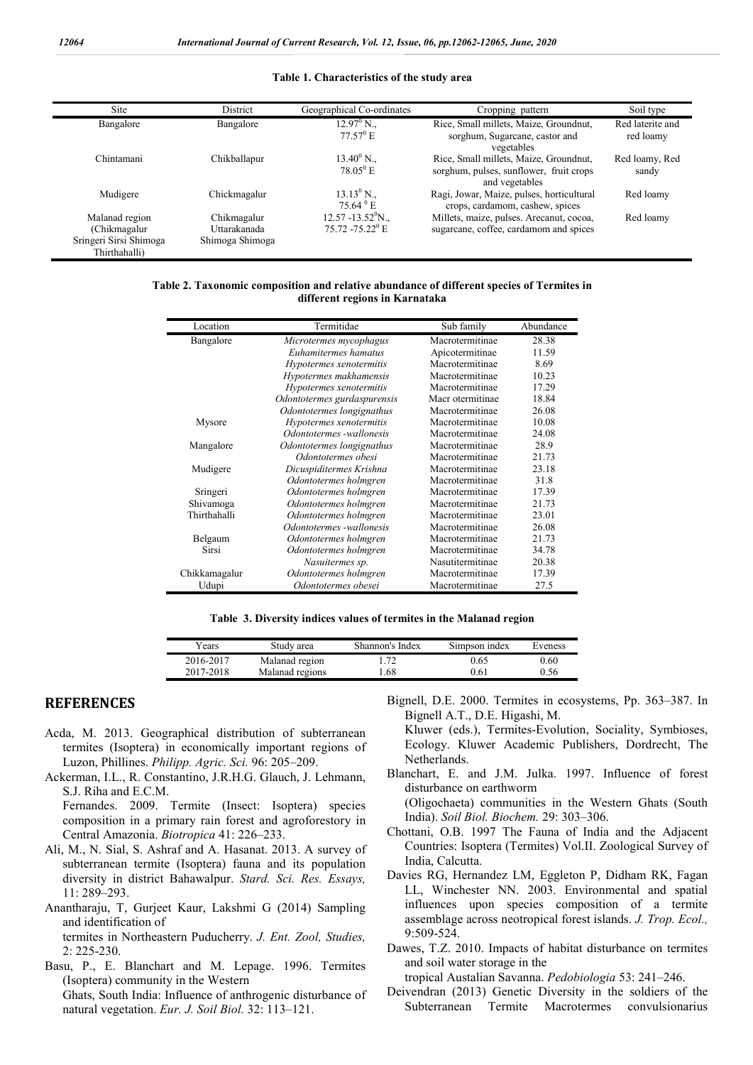**Table 1. Characteristics of the study area**

| Site | District | Geographical Co-ordinates | Cropping pattern | Soil type |
|---|---|---|---|---|
| Bangalore | Bangalore | $12.97^0$ N., $77.57^0$ E | Rice, Small millets, Maize, Groundnut, sorghum, Sugarcane, castor and vegetables | Red laterite and red loamy |
| Chintamani | Chikballapur | $13.40^0$ N., $78.05^0$ E | Rice, Small millets, Maize, Groundnut, sorghum, pulses, sunflower, fruit crops and vegetables | Red loamy, Red sandy |
| Mudigere | Chickmagalur | $13.13^0$ N., $75.64^0$ E | Ragi, Jowar, Maize, pulses, horticultural crops, cardamom, cashew, spices | Red loamy |
| Malanad region (Chikmagalur Sringeri Sirsi Shimoga Thirthahalli) | Chikmagalur Uttarakanada Shimoga Shimoga | 12.57 -$13.52^0$N., 75.72 -$75.22^0$ E | Millets, maize, pulses. Arecanut, cocoa, sugarcane, coffee, cardamom and spices | Red loamy |

**Table 2. Taxonomic composition and relative abundance of different species of Termites in different regions in Karnataka**

| Location | Termitidae | Sub family | Abundance |
|---|---|---|---|
| Bangalore | *Microtermes mycophagus* | Macrotermitinae | 28.38 |
| | *Euhamitermes hamatus* | Apicotermitinae | 11.59 |
| | *Hypotermes xenotermitis* | Macrotermitinae | 8.69 |
| | *Hypotermes makhamensis* | Macrotermitinae | 10.23 |
| | *Hypotermes xenotermitis* | Macrotermitinae | 17.29 |
| | *Odontotermes gurdaspurensis* | Macr otermitinae | 18.84 |
| | *Odontotermes longignathus* | Macrotermitinae | 26.08 |
| Mysore | *Hypotermes xenotermitis* | Macrotermitinae | 10.08 |
| | *Odontotermes -wallonesis* | Macrotermitinae | 24.08 |
| Mangalore | *Odontotermes longignathus* | Macrotermitinae | 28.9 |
| | *Odontotermes obesi* | Macrotermitinae | 21.73 |
| Mudigere | *Dicuspiditermes Krishna* | Macrotermitinae | 23.18 |
| | *Odontotermes holmgren* | Macrotermitinae | 31.8 |
| Sringeri | *Odontotermes holmgren* | Macrotermitinae | 17.39 |
| Shivamoga | *Odontotermes holmgren* | Macrotermitinae | 21.73 |
| Thirthahalli | *Odontotermes holmgren* | Macrotermitinae | 23.01 |
| | *Odontotermes -wallonesis* | Macrotermitinae | 26.08 |
| Belgaum | *Odontotermes holmgren* | Macrotermitinae | 21.73 |
| Sirsi | *Odontotermes holmgren* | Macrotermitinae | 34.78 |
| | *Nasuitermes sp.* | Nasutitermitinae | 20.38 |
| Chikkamagalur | *Odontotermes holmgren* | Macrotermitinae | 17.39 |
| Udupi | *Odontotermes obesei* | Macrotermitinae | 27.5 |

**Table 3. Diversity indices values of termites in the Malanad region**

| Years | Study area | Shannon's Index | Simpson index | Eveness |
|---|---|---|---|---|
| 2016-2017 | Malanad region | 1.72 | 0.65 | 0.60 |
| 2017-2018 | Malanad regions | 1.68 | 0.61 | 0.56 |

## REFERENCES

Acda, M. 2013. Geographical distribution of subterranean termites (Isoptera) in economically important regions of Luzon, Phillines. *Philipp. Agric. Sci.* 96: 205–209.

Ackerman, I.L., R. Constantino, J.R.H.G. Glauch, J. Lehmann, S.J. Riha and E.C.M. Fernandes. 2009. Termite (Insect: Isoptera) species composition in a primary rain forest and agroforestory in Central Amazonia. *Biotropica* 41: 226–233.

Ali, M., N. Sial, S. Ashraf and A. Hasanat. 2013. A survey of subterranean termite (Isoptera) fauna and its population diversity in district Bahawalpur. *Stard. Sci. Res. Essays,* 11: 289–293.

Anantharaju, T, Gurjeet Kaur, Lakshmi G (2014) Sampling and identification of termites in Northeastern Puducherry. *J. Ent. Zool, Studies,* 2: 225-230.

Basu, P., E. Blanchart and M. Lepage. 1996. Termites (Isoptera) community in the Western Ghats, South India: Influence of anthrogenic disturbance of natural vegetation. *Eur. J. Soil Biol.* 32: 113–121.

Bignell, D.E. 2000. Termites in ecosystems, Pp. 363–387. In Bignell A.T., D.E. Higashi, M. Kluwer (eds.), Termites-Evolution, Sociality, Symbioses, Ecology. Kluwer Academic Publishers, Dordrecht, The Netherlands.

Blanchart, E. and J.M. Julka. 1997. Influence of forest disturbance on earthworm (Oligochaeta) communities in the Western Ghats (South India). *Soil Biol. Biochem.* 29: 303–306.

Chottani, O.B. 1997 The Fauna of India and the Adjacent Countries: Isoptera (Termites) Vol.II. Zoological Survey of India, Calcutta.

Davies RG, Hernandez LM, Eggleton P, Didham RK, Fagan LL, Winchester NN. 2003. Environmental and spatial influences upon species composition of a termite assemblage across neotropical forest islands. *J. Trop. Ecol.,* 9:509-524.

Dawes, T.Z. 2010. Impacts of habitat disturbance on termites and soil water storage in the tropical Austalian Savanna. *Pedobiologia* 53: 241–246.

Deivendran (2013) Genetic Diversity in the soldiers of the Subterranean Termite Macrotermes convulsionarius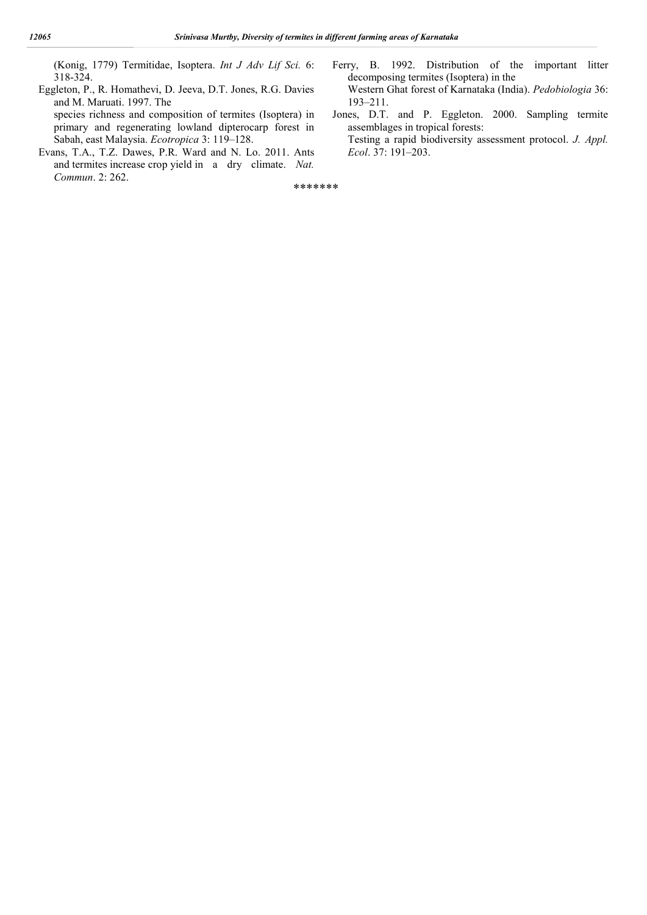(Konig, 1779) Termitidae, Isoptera. *Int J Adv Lif Sci.* 6: 318-324.

Eggleton, P., R. Homathevi, D. Jeeva, D.T. Jones, R.G. Davies and M. Maruati. 1997. The species richness and composition of termites (Isoptera) in primary and regenerating lowland dipterocarp forest in Sabah, east Malaysia. *Ecotropica* 3: 119–128.

Evans, T.A., T.Z. Dawes, P.R. Ward and N. Lo. 2011. Ants and termites increase crop yield in a dry climate. *Nat. Commun*. 2: 262.

Ferry, B. 1992. Distribution of the important litter decomposing termites (Isoptera) in the Western Ghat forest of Karnataka (India). *Pedobiologia* 36: 193–211.

Jones, D.T. and P. Eggleton. 2000. Sampling termite assemblages in tropical forests: Testing a rapid biodiversity assessment protocol. *J. Appl. Ecol*. 37: 191–203.

*******